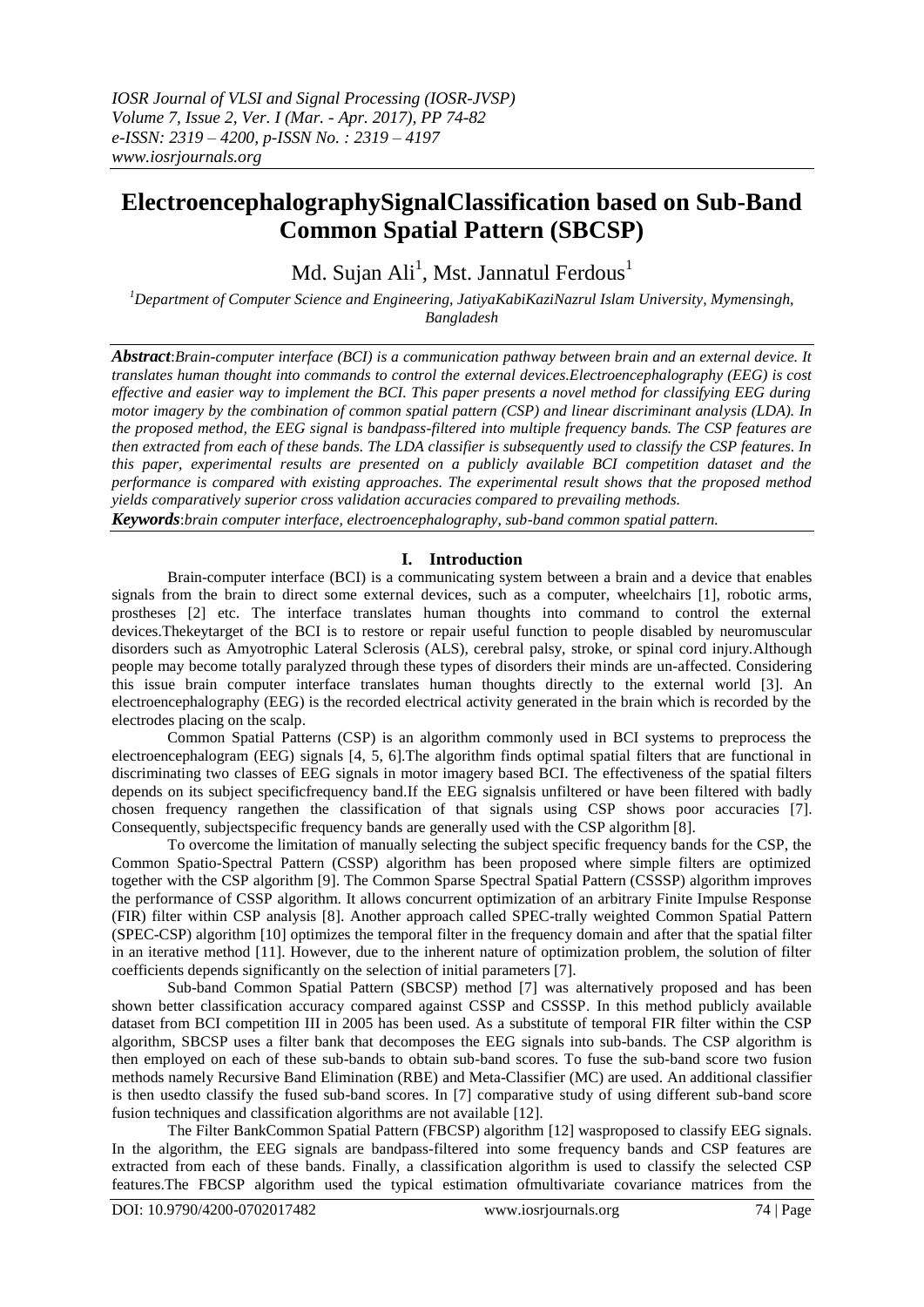# ElectroencephalographySignalClassification based on Sub-Band Common Spatial Pattern (SBCSP)

Md. Sujan Ali[1], Mst. Jannatul Ferdous[1]

[1]Department of Computer Science and Engineering, JatiyaKabiKaziNazrul Islam University, Mymensingh, Bangladesh

***Abstract***:*Brain-computer interface (BCI) is a communication pathway between brain and an external device. It translates human thought into commands to control the external devices.Electroencephalography (EEG) is cost effective and easier way to implement the BCI. This paper presents a novel method for classifying EEG during motor imagery by the combination of common spatial pattern (CSP) and linear discriminant analysis (LDA). In the proposed method, the EEG signal is bandpass-filtered into multiple frequency bands. The CSP features are then extracted from each of these bands. The LDA classifier is subsequently used to classify the CSP features. In this paper, experimental results are presented on a publicly available BCI competition dataset and the performance is compared with existing approaches. The experimental result shows that the proposed method yields comparatively superior cross validation accuracies compared to prevailing methods.*

***Keywords***:*brain computer interface, electroencephalography, sub-band common spatial pattern.*

## I. Introduction

Brain-computer interface (BCI) is a communicating system between a brain and a device that enables signals from the brain to direct some external devices, such as a computer, wheelchairs [1], robotic arms, prostheses [2] etc. The interface translates human thoughts into command to control the external devices.Thekeytarget of the BCI is to restore or repair useful function to people disabled by neuromuscular disorders such as Amyotrophic Lateral Sclerosis (ALS), cerebral palsy, stroke, or spinal cord injury.Although people may become totally paralyzed through these types of disorders their minds are un-affected. Considering this issue brain computer interface translates human thoughts directly to the external world [3]. An electroencephalography (EEG) is the recorded electrical activity generated in the brain which is recorded by the electrodes placing on the scalp.

Common Spatial Patterns (CSP) is an algorithm commonly used in BCI systems to preprocess the electroencephalogram (EEG) signals [4, 5, 6].The algorithm finds optimal spatial filters that are functional in discriminating two classes of EEG signals in motor imagery based BCI. The effectiveness of the spatial filters depends on its subject specificfrequency band.If the EEG signalsis unfiltered or have been filtered with badly chosen frequency rangethen the classification of that signals using CSP shows poor accuracies [7]. Consequently, subjectspecific frequency bands are generally used with the CSP algorithm [8].

To overcome the limitation of manually selecting the subject specific frequency bands for the CSP, the Common Spatio-Spectral Pattern (CSSP) algorithm has been proposed where simple filters are optimized together with the CSP algorithm [9]. The Common Sparse Spectral Spatial Pattern (CSSSP) algorithm improves the performance of CSSP algorithm. It allows concurrent optimization of an arbitrary Finite Impulse Response (FIR) filter within CSP analysis [8]. Another approach called SPEC-trally weighted Common Spatial Pattern (SPEC-CSP) algorithm [10] optimizes the temporal filter in the frequency domain and after that the spatial filter in an iterative method [11]. However, due to the inherent nature of optimization problem, the solution of filter coefficients depends significantly on the selection of initial parameters [7].

Sub-band Common Spatial Pattern (SBCSP) method [7] was alternatively proposed and has been shown better classification accuracy compared against CSSP and CSSSP. In this method publicly available dataset from BCI competition III in 2005 has been used. As a substitute of temporal FIR filter within the CSP algorithm, SBCSP uses a filter bank that decomposes the EEG signals into sub-bands. The CSP algorithm is then employed on each of these sub-bands to obtain sub-band scores. To fuse the sub-band score two fusion methods namely Recursive Band Elimination (RBE) and Meta-Classifier (MC) are used. An additional classifier is then usedto classify the fused sub-band scores. In [7] comparative study of using different sub-band score fusion techniques and classification algorithms are not available [12].

The Filter BankCommon Spatial Pattern (FBCSP) algorithm [12] wasproposed to classify EEG signals. In the algorithm, the EEG signals are bandpass-filtered into some frequency bands and CSP features are extracted from each of these bands. Finally, a classification algorithm is used to classify the selected CSP features.The FBCSP algorithm used the typical estimation ofmultivariate covariance matrices from the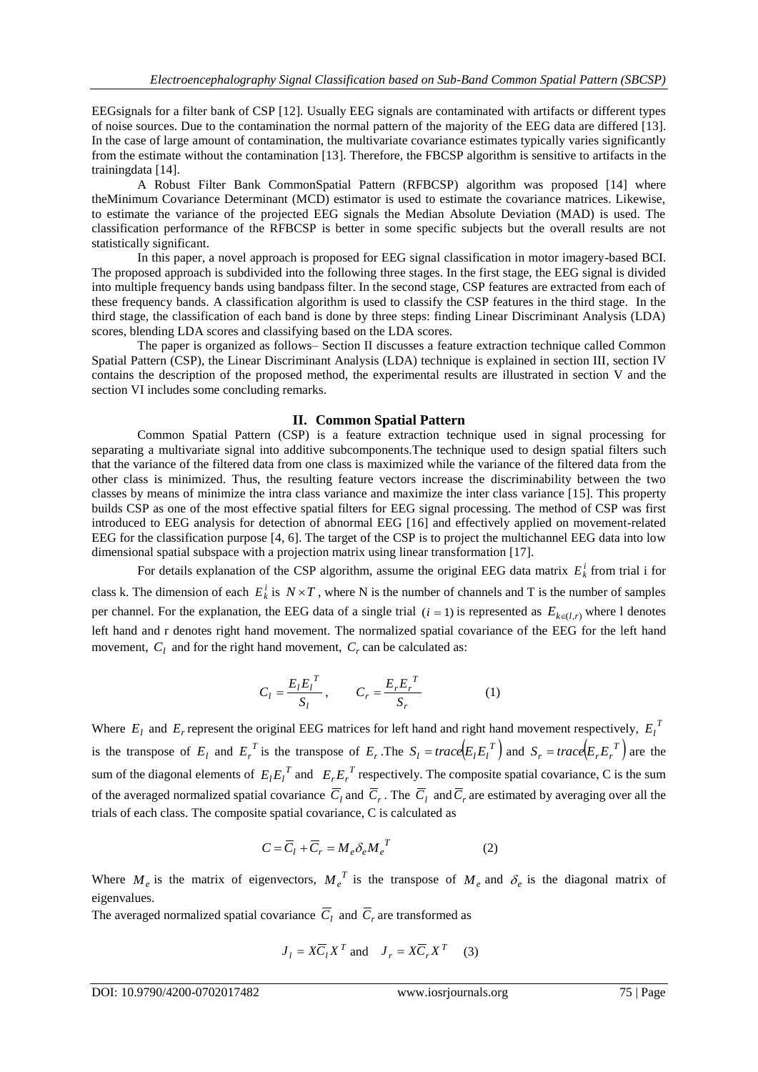EEGsignals for a filter bank of CSP [12]. Usually EEG signals are contaminated with artifacts or different types of noise sources. Due to the contamination the normal pattern of the majority of the EEG data are differed [13]. In the case of large amount of contamination, the multivariate covariance estimates typically varies significantly from the estimate without the contamination [13]. Therefore, the FBCSP algorithm is sensitive to artifacts in the trainingdata [14].

A Robust Filter Bank CommonSpatial Pattern (RFBCSP) algorithm was proposed [14] where theMinimum Covariance Determinant (MCD) estimator is used to estimate the covariance matrices. Likewise, to estimate the variance of the projected EEG signals the Median Absolute Deviation (MAD) is used. The classification performance of the RFBCSP is better in some specific subjects but the overall results are not statistically significant.

In this paper, a novel approach is proposed for EEG signal classification in motor imagery-based BCI. The proposed approach is subdivided into the following three stages. In the first stage, the EEG signal is divided into multiple frequency bands using bandpass filter. In the second stage, CSP features are extracted from each of these frequency bands. A classification algorithm is used to classify the CSP features in the third stage. In the third stage, the classification of each band is done by three steps: finding Linear Discriminant Analysis (LDA) scores, blending LDA scores and classifying based on the LDA scores.

The paper is organized as follows– Section II discusses a feature extraction technique called Common Spatial Pattern (CSP), the Linear Discriminant Analysis (LDA) technique is explained in section III, section IV contains the description of the proposed method, the experimental results are illustrated in section V and the section VI includes some concluding remarks.

## II. Common Spatial Pattern

Common Spatial Pattern (CSP) is a feature extraction technique used in signal processing for separating a multivariate signal into additive subcomponents.The technique used to design spatial filters such that the variance of the filtered data from one class is maximized while the variance of the filtered data from the other class is minimized. Thus, the resulting feature vectors increase the discriminability between the two classes by means of minimize the intra class variance and maximize the inter class variance [15]. This property builds CSP as one of the most effective spatial filters for EEG signal processing. The method of CSP was first introduced to EEG analysis for detection of abnormal EEG [16] and effectively applied on movement-related EEG for the classification purpose [4, 6]. The target of the CSP is to project the multichannel EEG data into low dimensional spatial subspace with a projection matrix using linear transformation [17].

For details explanation of the CSP algorithm, assume the original EEG data matrix $E_k^i$ from trial i for class k. The dimension of each $E_k^i$ is $N \times T$, where N is the number of channels and T is the number of samples per channel. For the explanation, the EEG data of a single trial $(i = 1)$ is represented as $E_{k \in (l,r)}$ where l denotes left hand and r denotes right hand movement. The normalized spatial covariance of the EEG for the left hand movement, $C_l$ and for the right hand movement, $C_r$ can be calculated as:

$$C_l = \frac{E_l E_l^T}{S_l}, \qquad C_r = \frac{E_r E_r^T}{S_r} \qquad (1)$$

Where $E_l$ and $E_r$ represent the original EEG matrices for left hand and right hand movement respectively, $E_l^T$ is the transpose of $E_l$ and $E_r^T$ is the transpose of $E_r$. The $S_l = trace(E_l E_l^T)$ and $S_r = trace(E_r E_r^T)$ are the sum of the diagonal elements of $E_l E_l^T$ and $E_r E_r^T$ respectively. The composite spatial covariance, C is the sum of the averaged normalized spatial covariance $\overline{C}_l$ and $\overline{C}_r$. The $\overline{C}_l$ and $\overline{C}_r$ are estimated by averaging over all the trials of each class. The composite spatial covariance, C is calculated as

$$C = \overline{C}_l + \overline{C}_r = M_e \delta_e M_e^T \qquad (2)$$

Where $M_e$ is the matrix of eigenvectors, $M_e^T$ is the transpose of $M_e$ and $\delta_e$ is the diagonal matrix of eigenvalues.

The averaged normalized spatial covariance $\overline{C}_l$ and $\overline{C}_r$ are transformed as

$$J_l = X\overline{C}_l X^T \text{ and } \quad J_r = X\overline{C}_r X^T \qquad (3)$$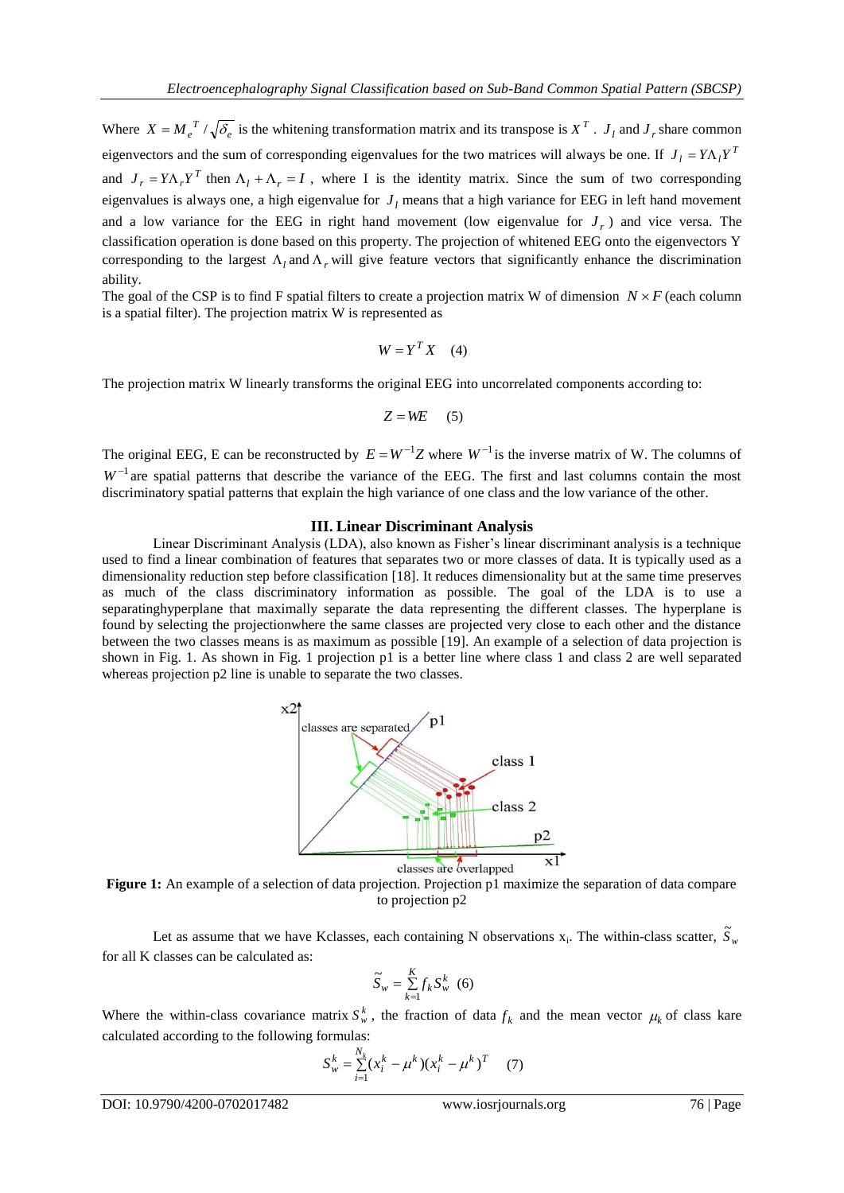Where $X = M_e^T / \sqrt{\delta_e}$ is the whitening transformation matrix and its transpose is $X^T$. $J_l$ and $J_r$ share common eigenvectors and the sum of corresponding eigenvalues for the two matrices will always be one. If $J_l = Y\Lambda_l Y^T$ and $J_r = Y\Lambda_r Y^T$ then $\Lambda_l + \Lambda_r = I$, where I is the identity matrix. Since the sum of two corresponding eigenvalues is always one, a high eigenvalue for $J_l$ means that a high variance for EEG in left hand movement and a low variance for the EEG in right hand movement (low eigenvalue for $J_r$) and vice versa. The classification operation is done based on this property. The projection of whitened EEG onto the eigenvectors Y corresponding to the largest $\Lambda_l$ and $\Lambda_r$ will give feature vectors that significantly enhance the discrimination ability.

The goal of the CSP is to find F spatial filters to create a projection matrix W of dimension $N \times F$ (each column is a spatial filter). The projection matrix W is represented as

$$W = Y^T X \quad (4)$$

The projection matrix W linearly transforms the original EEG into uncorrelated components according to:

$$Z = WE \quad (5)$$

The original EEG, E can be reconstructed by $E = W^{-1}Z$ where $W^{-1}$ is the inverse matrix of W. The columns of $W^{-1}$ are spatial patterns that describe the variance of the EEG. The first and last columns contain the most discriminatory spatial patterns that explain the high variance of one class and the low variance of the other.

## III. Linear Discriminant Analysis

Linear Discriminant Analysis (LDA), also known as Fisher's linear discriminant analysis is a technique used to find a linear combination of features that separates two or more classes of data. It is typically used as a dimensionality reduction step before classification [18]. It reduces dimensionality but at the same time preserves as much of the class discriminatory information as possible. The goal of the LDA is to use a separatinghyperplane that maximally separate the data representing the different classes. The hyperplane is found by selecting the projectionwhere the same classes are projected very close to each other and the distance between the two classes means is as maximum as possible [19]. An example of a selection of data projection is shown in Fig. 1. As shown in Fig. 1 projection p1 is a better line where class 1 and class 2 are well separated whereas projection p2 line is unable to separate the two classes.

**Figure 1:** An example of a selection of data projection. Projection p1 maximize the separation of data compare to projection p2

Let as assume that we have Kclasses, each containing N observations $x_i$. The within-class scatter, $\tilde{S}_w$ for all K classes can be calculated as:

$$\tilde{S}_w = \sum_{k=1}^{K} f_k S_w^k \quad (6)$$

Where the within-class covariance matrix $S_w^k$, the fraction of data $f_k$ and the mean vector $\mu_k$ of class kare calculated according to the following formulas:

$$S_w^k = \sum_{i=1}^{N_k} (x_i^k - \mu^k)(x_i^k - \mu^k)^T \quad (7)$$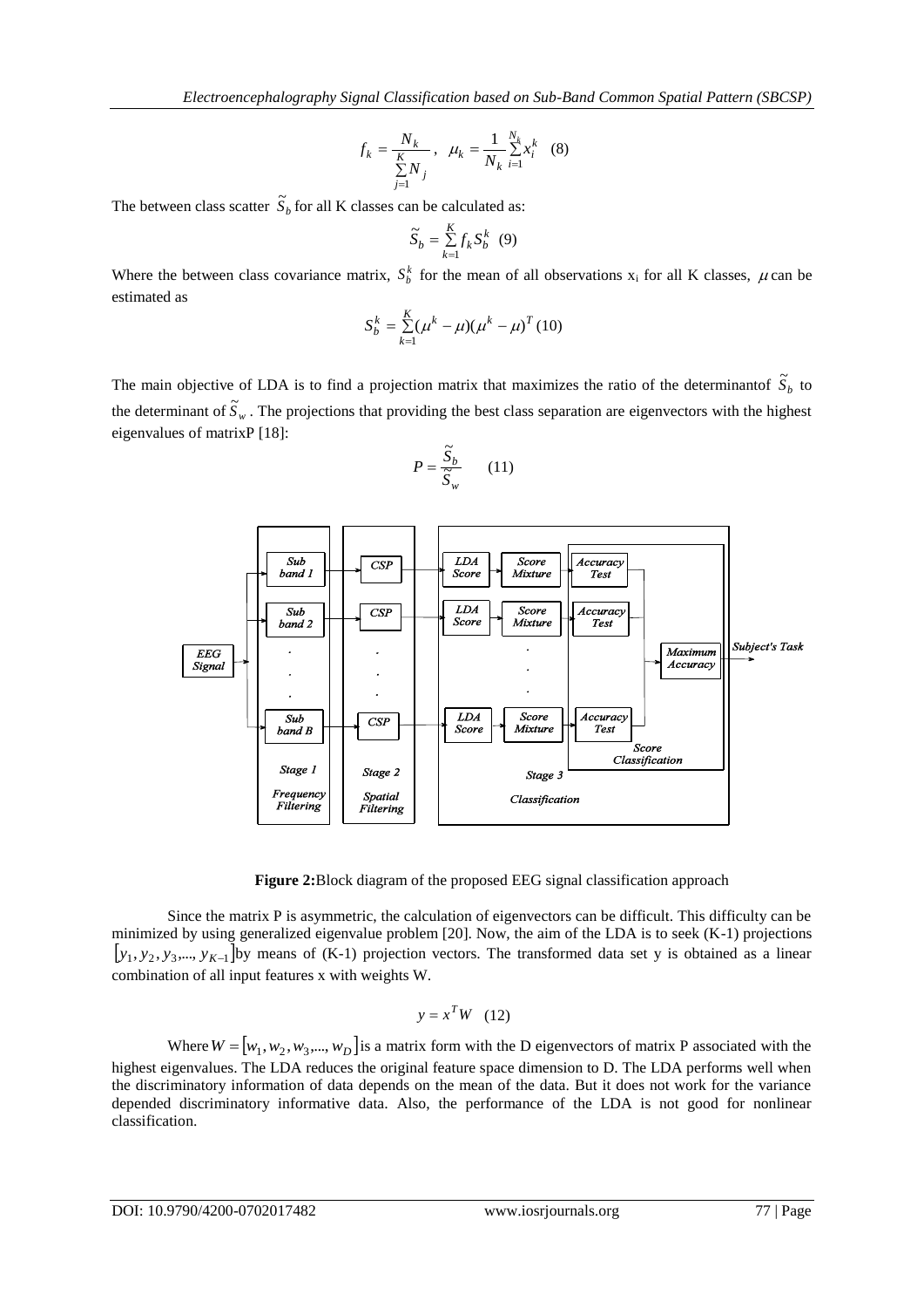$$f_k = \frac{N_k}{\sum_{j=1}^{K} N_j}, \quad \mu_k = \frac{1}{N_k}\sum_{i=1}^{N_k} x_i^k \quad (8)$$

The between class scatter $\widetilde{S}_b$ for all K classes can be calculated as:

$$\widetilde{S}_b = \sum_{k=1}^{K} f_k S_b^k \quad (9)$$

Where the between class covariance matrix, $S_b^k$ for the mean of all observations $x_i$ for all K classes, $\mu$ can be estimated as

$$S_b^k = \sum_{k=1}^{K} (\mu^k - \mu)(\mu^k - \mu)^T \quad (10)$$

The main objective of LDA is to find a projection matrix that maximizes the ratio of the determinantof $\widetilde{S}_b$ to the determinant of $\widetilde{S}_w$. The projections that providing the best class separation are eigenvectors with the highest eigenvalues of matrixP [18]:

$$P = \frac{\widetilde{S}_b}{\widetilde{S}_w} \quad (11)$$

**Figure 2:**Block diagram of the proposed EEG signal classification approach

Since the matrix P is asymmetric, the calculation of eigenvectors can be difficult. This difficulty can be minimized by using generalized eigenvalue problem [20]. Now, the aim of the LDA is to seek (K-1) projections $[y_1, y_2, y_3, ..., y_{K-1}]$by means of (K-1) projection vectors. The transformed data set y is obtained as a linear combination of all input features x with weights W.

$$y = x^T W \quad (12)$$

Where $W = [w_1, w_2, w_3, ..., w_D]$ is a matrix form with the D eigenvectors of matrix P associated with the highest eigenvalues. The LDA reduces the original feature space dimension to D. The LDA performs well when the discriminatory information of data depends on the mean of the data. But it does not work for the variance depended discriminatory informative data. Also, the performance of the LDA is not good for nonlinear classification.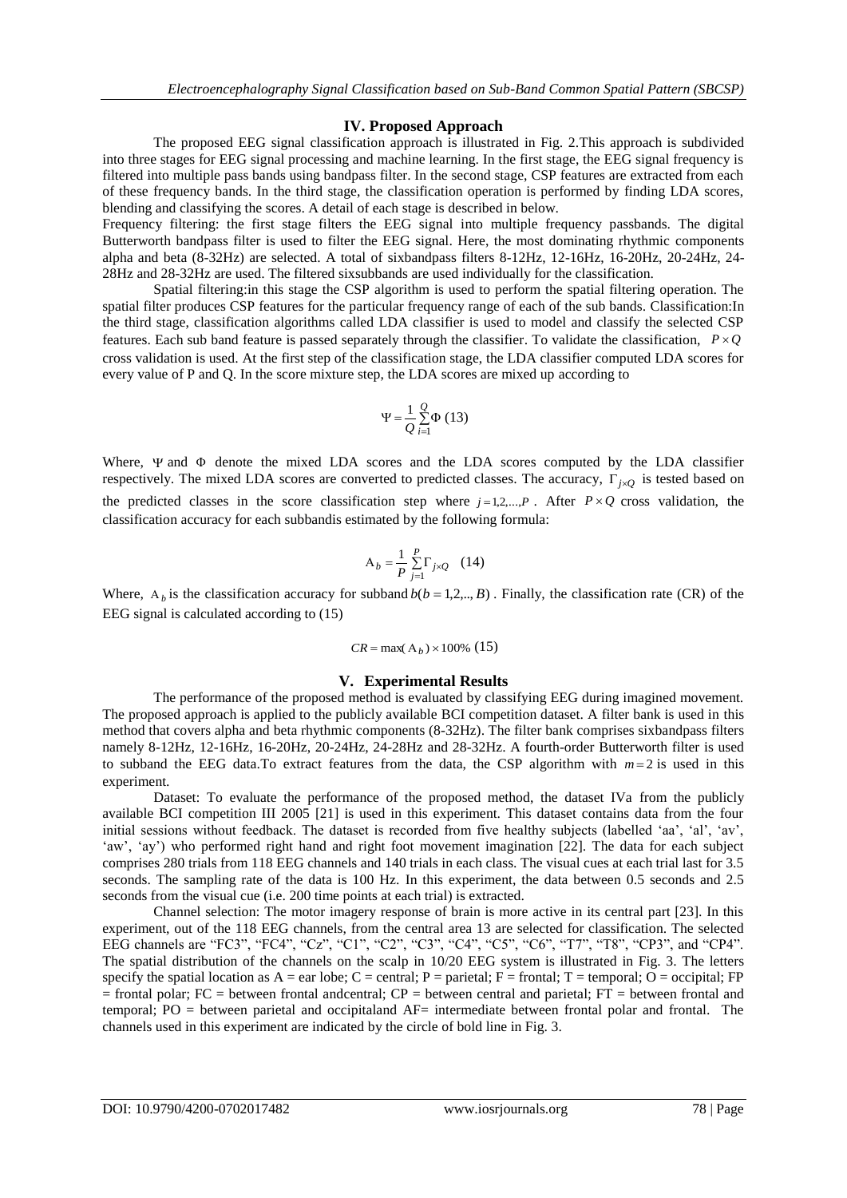## IV. Proposed Approach

The proposed EEG signal classification approach is illustrated in Fig. 2.This approach is subdivided into three stages for EEG signal processing and machine learning. In the first stage, the EEG signal frequency is filtered into multiple pass bands using bandpass filter. In the second stage, CSP features are extracted from each of these frequency bands. In the third stage, the classification operation is performed by finding LDA scores, blending and classifying the scores. A detail of each stage is described in below.

Frequency filtering: the first stage filters the EEG signal into multiple frequency passbands. The digital Butterworth bandpass filter is used to filter the EEG signal. Here, the most dominating rhythmic components alpha and beta (8-32Hz) are selected. A total of sixbandpass filters 8-12Hz, 12-16Hz, 16-20Hz, 20-24Hz, 24-28Hz and 28-32Hz are used. The filtered sixsubbands are used individually for the classification.

Spatial filtering:in this stage the CSP algorithm is used to perform the spatial filtering operation. The spatial filter produces CSP features for the particular frequency range of each of the sub bands. Classification:In the third stage, classification algorithms called LDA classifier is used to model and classify the selected CSP features. Each sub band feature is passed separately through the classifier. To validate the classification, $P \times Q$ cross validation is used. At the first step of the classification stage, the LDA classifier computed LDA scores for every value of P and Q. In the score mixture step, the LDA scores are mixed up according to

$$\Psi = \frac{1}{Q}\sum_{i=1}^{Q}\Phi \quad (13)$$

Where, $\Psi$ and $\Phi$ denote the mixed LDA scores and the LDA scores computed by the LDA classifier respectively. The mixed LDA scores are converted to predicted classes. The accuracy, $\Gamma_{j \times Q}$ is tested based on the predicted classes in the score classification step where $j = 1,2,...,P$ . After $P \times Q$ cross validation, the classification accuracy for each subbandis estimated by the following formula:

$$A_b = \frac{1}{P}\sum_{j=1}^{P}\Gamma_{j \times Q} \quad (14)$$

Where, $A_b$ is the classification accuracy for subband $b(b = 1,2,.., B)$ . Finally, the classification rate (CR) of the EEG signal is calculated according to (15)

$$CR = \max(A_b) \times 100\% \quad (15)$$

## V. Experimental Results

The performance of the proposed method is evaluated by classifying EEG during imagined movement. The proposed approach is applied to the publicly available BCI competition dataset. A filter bank is used in this method that covers alpha and beta rhythmic components (8-32Hz). The filter bank comprises sixbandpass filters namely 8-12Hz, 12-16Hz, 16-20Hz, 20-24Hz, 24-28Hz and 28-32Hz. A fourth-order Butterworth filter is used to subband the EEG data.To extract features from the data, the CSP algorithm with $m = 2$ is used in this experiment.

Dataset: To evaluate the performance of the proposed method, the dataset IVa from the publicly available BCI competition III 2005 [21] is used in this experiment. This dataset contains data from the four initial sessions without feedback. The dataset is recorded from five healthy subjects (labelled 'aa', 'al', 'av', 'aw', 'ay') who performed right hand and right foot movement imagination [22]. The data for each subject comprises 280 trials from 118 EEG channels and 140 trials in each class. The visual cues at each trial last for 3.5 seconds. The sampling rate of the data is 100 Hz. In this experiment, the data between 0.5 seconds and 2.5 seconds from the visual cue (i.e. 200 time points at each trial) is extracted.

Channel selection: The motor imagery response of brain is more active in its central part [23]. In this experiment, out of the 118 EEG channels, from the central area 13 are selected for classification. The selected EEG channels are "FC3", "FC4", "Cz", "C1", "C2", "C3", "C4", "C5", "C6", "T7", "T8", "CP3", and "CP4". The spatial distribution of the channels on the scalp in 10/20 EEG system is illustrated in Fig. 3. The letters specify the spatial location as A = ear lobe; C = central; P = parietal; F = frontal; T = temporal; O = occipital; FP = frontal polar; FC = between frontal andcentral; CP = between central and parietal; FT = between frontal and temporal; PO = between parietal and occipitaland AF= intermediate between frontal polar and frontal. The channels used in this experiment are indicated by the circle of bold line in Fig. 3.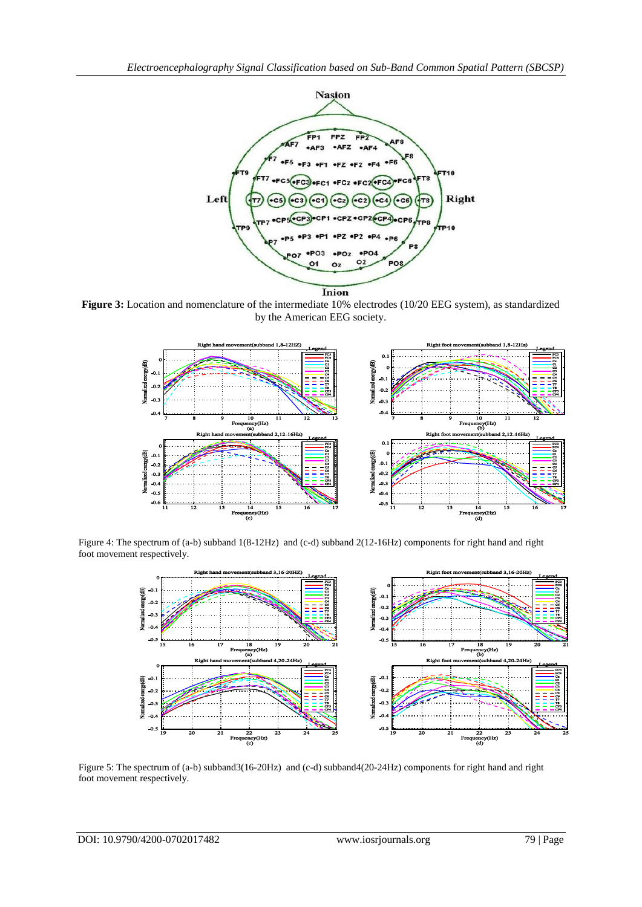**Figure 3:** Location and nomenclature of the intermediate 10% electrodes (10/20 EEG system), as standardized by the American EEG society.

Figure 4: The spectrum of (a-b) subband 1(8-12Hz) and (c-d) subband 2(12-16Hz) components for right hand and right foot movement respectively.

Figure 5: The spectrum of (a-b) subband3(16-20Hz) and (c-d) subband4(20-24Hz) components for right hand and right foot movement respectively.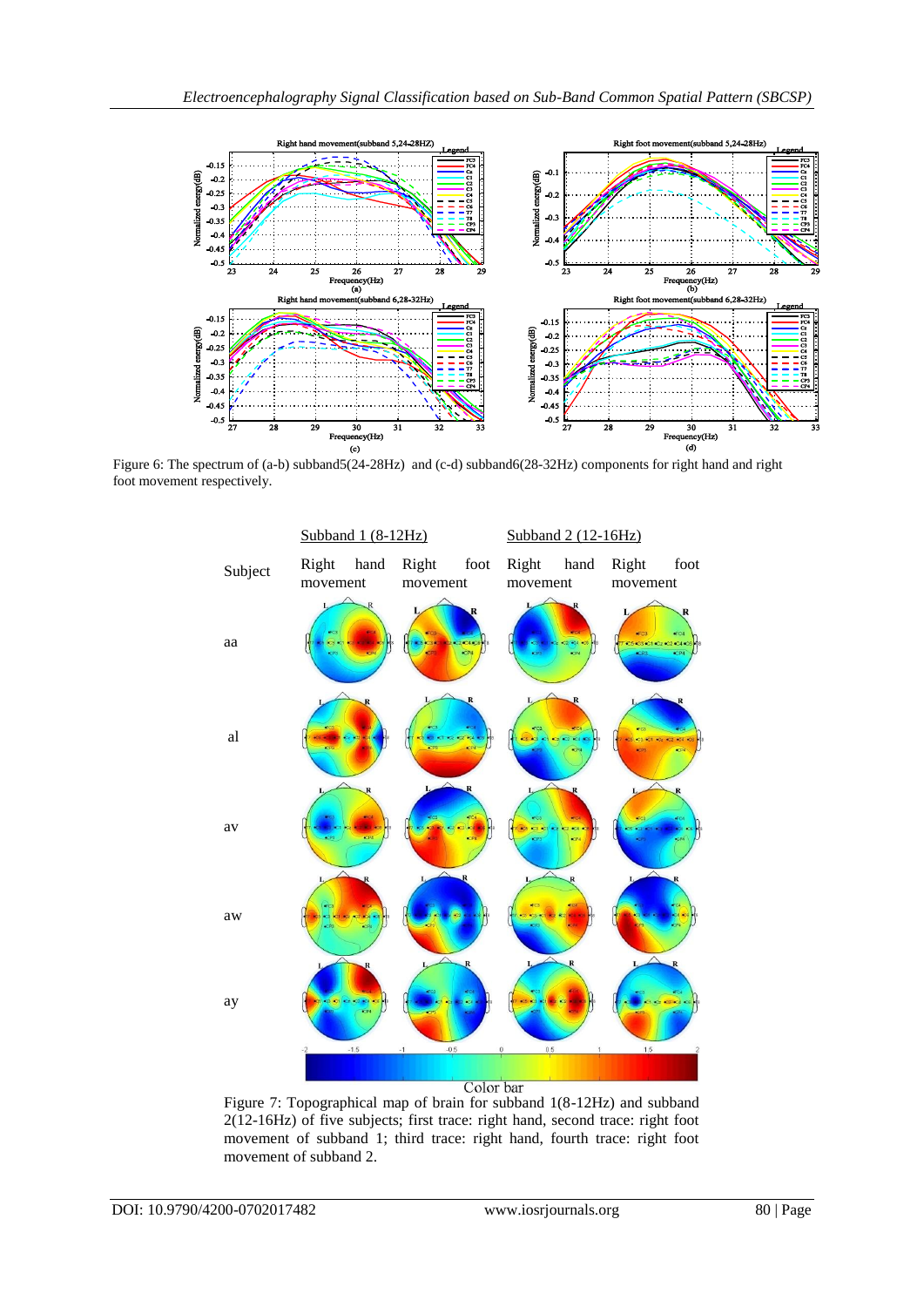Figure 6: The spectrum of (a-b) subband5(24-28Hz) and (c-d) subband6(28-32Hz) components for right hand and right foot movement respectively.

Figure 7: Topographical map of brain for subband 1(8-12Hz) and subband 2(12-16Hz) of five subjects; first trace: right hand, second trace: right foot movement of subband 1; third trace: right hand, fourth trace: right foot movement of subband 2.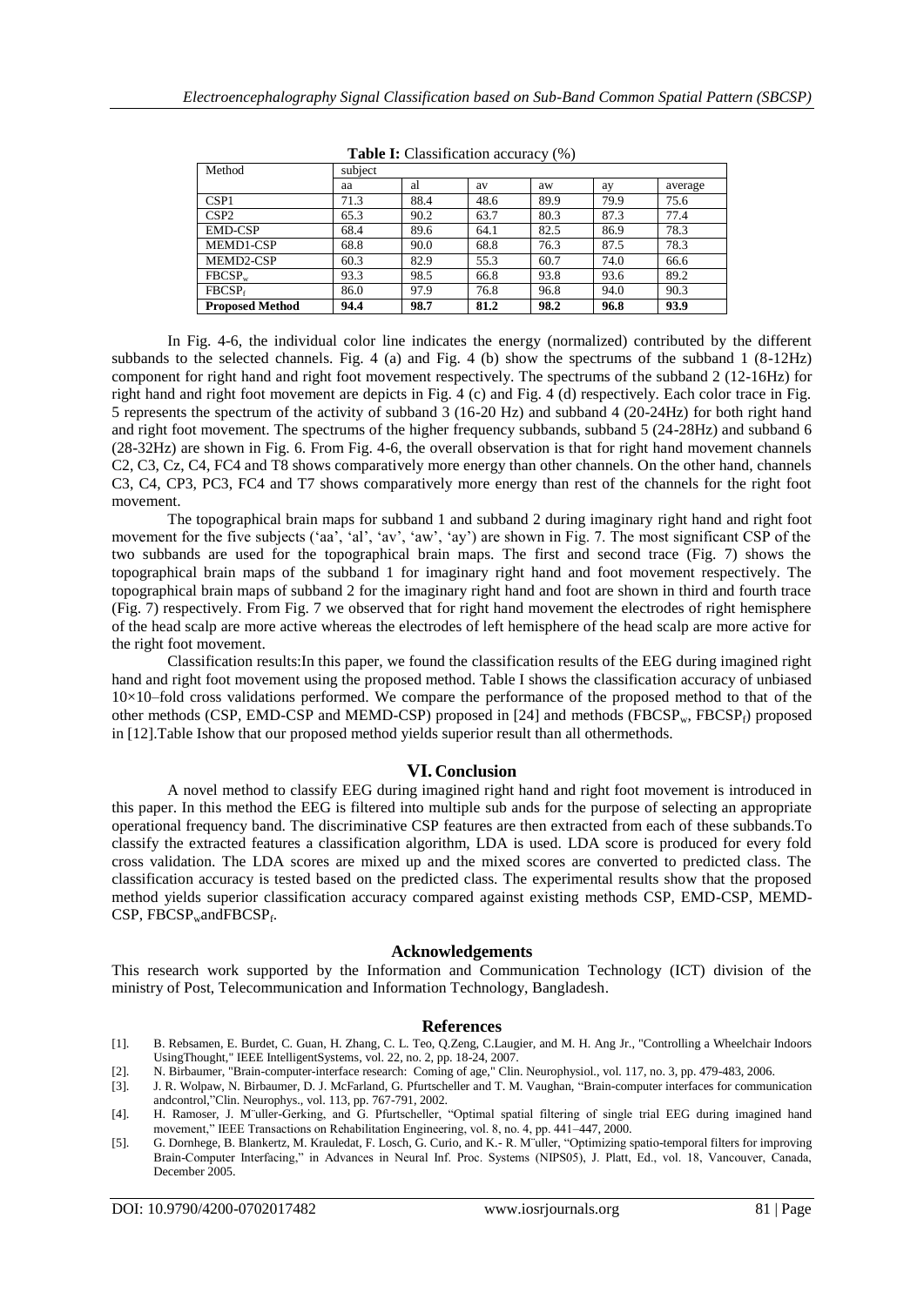**Table I:** Classification accuracy (%)

| Method | subject | | | | | |
|---|---|---|---|---|---|---|
| | aa | al | av | aw | ay | average |
| CSP1 | 71.3 | 88.4 | 48.6 | 89.9 | 79.9 | 75.6 |
| CSP2 | 65.3 | 90.2 | 63.7 | 80.3 | 87.3 | 77.4 |
| EMD-CSP | 68.4 | 89.6 | 64.1 | 82.5 | 86.9 | 78.3 |
| MEMD1-CSP | 68.8 | 90.0 | 68.8 | 76.3 | 87.5 | 78.3 |
| MEMD2-CSP | 60.3 | 82.9 | 55.3 | 60.7 | 74.0 | 66.6 |
| $FBCSP_w$ | 93.3 | 98.5 | 66.8 | 93.8 | 93.6 | 89.2 |
| $FBCSP_f$ | 86.0 | 97.9 | 76.8 | 96.8 | 94.0 | 90.3 |
| **Proposed Method** | **94.4** | **98.7** | **81.2** | **98.2** | **96.8** | **93.9** |

In Fig. 4-6, the individual color line indicates the energy (normalized) contributed by the different subbands to the selected channels. Fig. 4 (a) and Fig. 4 (b) show the spectrums of the subband 1 (8-12Hz) component for right hand and right foot movement respectively. The spectrums of the subband 2 (12-16Hz) for right hand and right foot movement are depicts in Fig. 4 (c) and Fig. 4 (d) respectively. Each color trace in Fig. 5 represents the spectrum of the activity of subband 3 (16-20 Hz) and subband 4 (20-24Hz) for both right hand and right foot movement. The spectrums of the higher frequency subbands, subband 5 (24-28Hz) and subband 6 (28-32Hz) are shown in Fig. 6. From Fig. 4-6, the overall observation is that for right hand movement channels C2, C3, Cz, C4, FC4 and T8 shows comparatively more energy than other channels. On the other hand, channels C3, C4, CP3, PC3, FC4 and T7 shows comparatively more energy than rest of the channels for the right foot movement.

The topographical brain maps for subband 1 and subband 2 during imaginary right hand and right foot movement for the five subjects ('aa', 'al', 'av', 'aw', 'ay') are shown in Fig. 7. The most significant CSP of the two subbands are used for the topographical brain maps. The first and second trace (Fig. 7) shows the topographical brain maps of the subband 1 for imaginary right hand and foot movement respectively. The topographical brain maps of subband 2 for the imaginary right hand and foot are shown in third and fourth trace (Fig. 7) respectively. From Fig. 7 we observed that for right hand movement the electrodes of right hemisphere of the head scalp are more active whereas the electrodes of left hemisphere of the head scalp are more active for the right foot movement.

Classification results:In this paper, we found the classification results of the EEG during imagined right hand and right foot movement using the proposed method. Table I shows the classification accuracy of unbiased 10×10–fold cross validations performed. We compare the performance of the proposed method to that of the other methods (CSP, EMD-CSP and MEMD-CSP) proposed in [24] and methods ($FBCSP_w$, $FBCSP_f$) proposed in [12].Table Ishow that our proposed method yields superior result than all othermethods.

## VI. Conclusion

A novel method to classify EEG during imagined right hand and right foot movement is introduced in this paper. In this method the EEG is filtered into multiple sub ands for the purpose of selecting an appropriate operational frequency band. The discriminative CSP features are then extracted from each of these subbands.To classify the extracted features a classification algorithm, LDA is used. LDA score is produced for every fold cross validation. The LDA scores are mixed up and the mixed scores are converted to predicted class. The classification accuracy is tested based on the predicted class. The experimental results show that the proposed method yields superior classification accuracy compared against existing methods CSP, EMD-CSP, MEMD-CSP, $FBCSP_w$and$FBCSP_f$.

## Acknowledgements

This research work supported by the Information and Communication Technology (ICT) division of the ministry of Post, Telecommunication and Information Technology, Bangladesh.

## References

[1]. B. Rebsamen, E. Burdet, C. Guan, H. Zhang, C. L. Teo, Q.Zeng, C.Laugier, and M. H. Ang Jr., "Controlling a Wheelchair Indoors UsingThought," IEEE IntelligentSystems, vol. 22, no. 2, pp. 18-24, 2007.

[2]. N. Birbaumer, "Brain-computer-interface research: Coming of age," Clin. Neurophysiol., vol. 117, no. 3, pp. 479-483, 2006.

[3]. J. R. Wolpaw, N. Birbaumer, D. J. McFarland, G. Pfurtscheller and T. M. Vaughan, "Brain-computer interfaces for communication andcontrol,"Clin. Neurophys., vol. 113, pp. 767-791, 2002.

[4]. H. Ramoser, J. M¨uller-Gerking, and G. Pfurtscheller, "Optimal spatial filtering of single trial EEG during imagined hand movement," IEEE Transactions on Rehabilitation Engineering, vol. 8, no. 4, pp. 441–447, 2000.

[5]. G. Dornhege, B. Blankertz, M. Krauledat, F. Losch, G. Curio, and K.- R. M¨uller, "Optimizing spatio-temporal filters for improving Brain-Computer Interfacing," in Advances in Neural Inf. Proc. Systems (NIPS05), J. Platt, Ed., vol. 18, Vancouver, Canada, December 2005.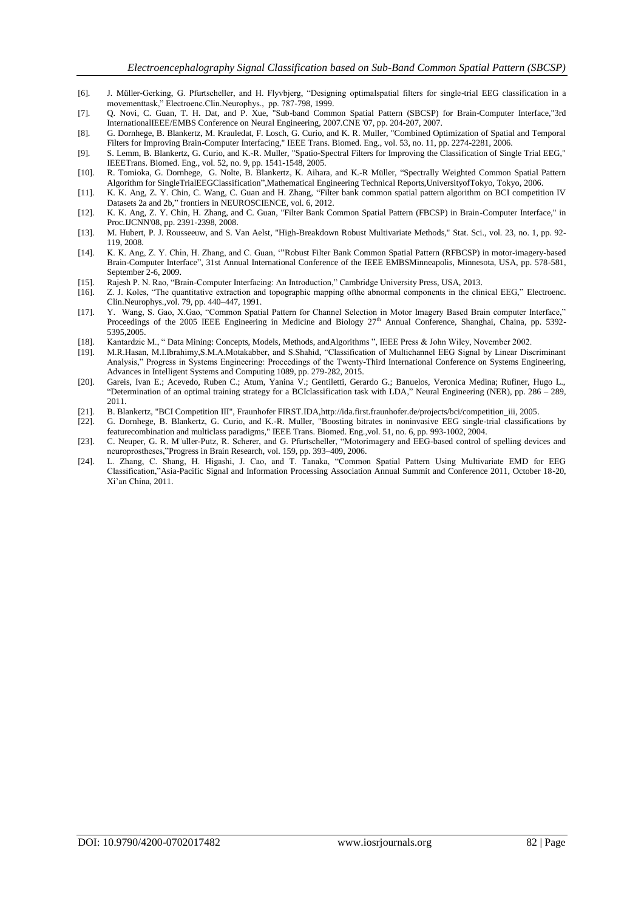[6]. J. Müller-Gerking, G. Pfurtscheller, and H. Flyvbjerg, "Designing optimalspatial filters for single-trial EEG classification in a movementtask," Electroenc.Clin.Neurophys., pp. 787-798, 1999.

[7]. Q. Novi, C. Guan, T. H. Dat, and P. Xue, "Sub-band Common Spatial Pattern (SBCSP) for Brain-Computer Interface,"3rd InternationalIEEE/EMBS Conference on Neural Engineering, 2007.CNE '07, pp. 204-207, 2007.

[8]. G. Dornhege, B. Blankertz, M. Krauledat, F. Losch, G. Curio, and K. R. Muller, "Combined Optimization of Spatial and Temporal Filters for Improving Brain-Computer Interfacing," IEEE Trans. Biomed. Eng., vol. 53, no. 11, pp. 2274-2281, 2006.

[9]. S. Lemm, B. Blankertz, G. Curio, and K.-R. Muller, "Spatio-Spectral Filters for Improving the Classification of Single Trial EEG," IEEETrans. Biomed. Eng., vol. 52, no. 9, pp. 1541-1548, 2005.

[10]. R. Tomioka, G. Dornhege, G. Nolte, B. Blankertz, K. Aihara, and K.-R Müller, "Spectrally Weighted Common Spatial Pattern Algorithm for SingleTrialEEGClassification",Mathematical Engineering Technical Reports,UniversityofTokyo, Tokyo, 2006.

[11]. K. K. Ang, Z. Y. Chin, C. Wang, C. Guan and H. Zhang, "Filter bank common spatial pattern algorithm on BCI competition IV Datasets 2a and 2b," frontiers in NEUROSCIENCE, vol. 6, 2012.

[12]. K. K. Ang, Z. Y. Chin, H. Zhang, and C. Guan, "Filter Bank Common Spatial Pattern (FBCSP) in Brain-Computer Interface," in Proc.IJCNN'08, pp. 2391-2398, 2008.

[13]. M. Hubert, P. J. Rousseeuw, and S. Van Aelst, "High-Breakdown Robust Multivariate Methods," Stat. Sci., vol. 23, no. 1, pp. 92-119, 2008.

[14]. K. K. Ang, Z. Y. Chin, H. Zhang, and C. Guan, '"Robust Filter Bank Common Spatial Pattern (RFBCSP) in motor-imagery-based Brain-Computer Interface", 31st Annual International Conference of the IEEE EMBSMinneapolis, Minnesota, USA, pp. 578-581, September 2-6, 2009.

[15]. Rajesh P. N. Rao, "Brain-Computer Interfacing: An Introduction," Cambridge University Press, USA, 2013.

[16]. Z. J. Koles, "The quantitative extraction and topographic mapping ofthe abnormal components in the clinical EEG," Electroenc. Clin.Neurophys.,vol. 79, pp. 440–447, 1991.

[17]. Y. Wang, S. Gao, X.Gao, "Common Spatial Pattern for Channel Selection in Motor Imagery Based Brain computer Interface," Proceedings of the 2005 IEEE Engineering in Medicine and Biology 27th Annual Conference, Shanghai, Chaina, pp. 5392-5395,2005.

[18]. Kantardzic M., " Data Mining: Concepts, Models, Methods, andAlgorithms ", IEEE Press & John Wiley, November 2002.

[19]. M.R.Hasan, M.I.Ibrahimy,S.M.A.Motakabber, and S.Shahid, "Classification of Multichannel EEG Signal by Linear Discriminant Analysis," Progress in Systems Engineering: Proceedings of the Twenty-Third International Conference on Systems Engineering, Advances in Intelligent Systems and Computing 1089, pp. 279-282, 2015.

[20]. Gareis, Ivan E.; Acevedo, Ruben C.; Atum, Yanina V.; Gentiletti, Gerardo G.; Banuelos, Veronica Medina; Rufiner, Hugo L., "Determination of an optimal training strategy for a BCIclassification task with LDA," Neural Engineering (NER), pp. 286 – 289, 2011.

[21]. B. Blankertz, "BCI Competition III", Fraunhofer FIRST.IDA,http://ida.first.fraunhofer.de/projects/bci/competition_iii, 2005.

[22]. G. Dornhege, B. Blankertz, G. Curio, and K.-R. Muller, "Boosting bitrates in noninvasive EEG single-trial classifications by featurecombination and multiclass paradigms," IEEE Trans. Biomed. Eng.,vol. 51, no. 6, pp. 993-1002, 2004.

[23]. C. Neuper, G. R. M¨uller-Putz, R. Scherer, and G. Pfurtscheller, "Motorimagery and EEG-based control of spelling devices and neuroprostheses,"Progress in Brain Research, vol. 159, pp. 393–409, 2006.

[24]. L. Zhang, C. Shang, H. Higashi, J. Cao, and T. Tanaka, "Common Spatial Pattern Using Multivariate EMD for EEG Classification,"Asia-Pacific Signal and Information Processing Association Annual Summit and Conference 2011, October 18-20, Xi'an China, 2011.